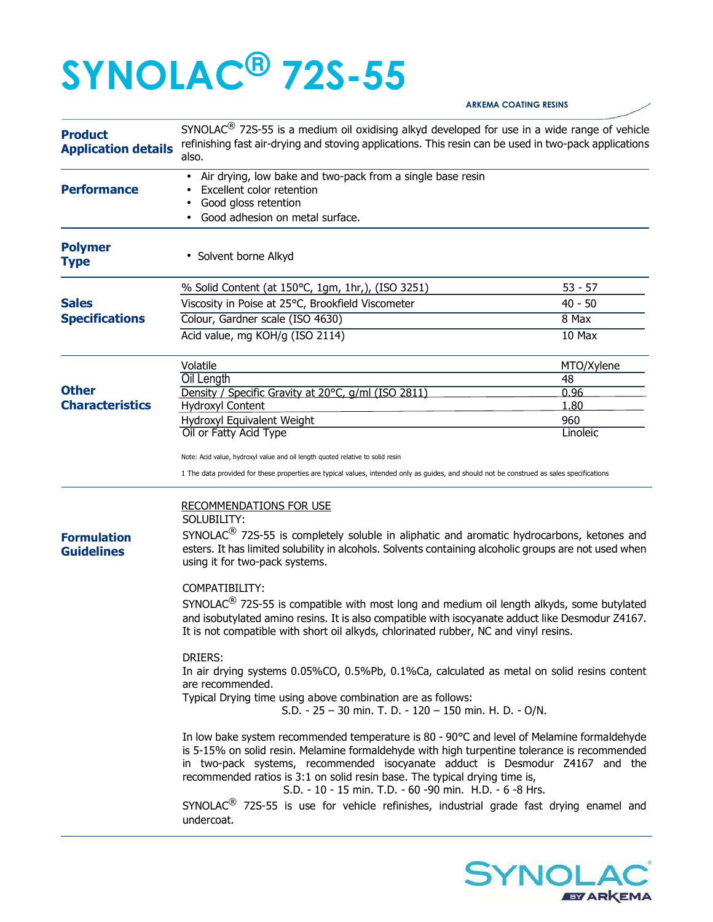# SYNOLAC® 72S-55

ARKEMA COATING RESINS

## Product Application details

SYNOLAC® 72S-55 is a medium oil oxidising alkyd developed for use in a wide range of vehicle refinishing fast air-drying and stoving applications. This resin can be used in two-pack applications also.

## Performance

- Air drying, low bake and two-pack from a single base resin
- Excellent color retention
- Good gloss retention
- Good adhesion on metal surface.

## Polymer Type

- Solvent borne Alkyd

## Sales Specifications

| Property | Value |
|---|---|
| % Solid Content (at 150°C, 1gm, 1hr,), (ISO 3251) | 53 - 57 |
| Viscosity in Poise at 25°C, Brookfield Viscometer | 40 - 50 |
| Colour, Gardner scale (ISO 4630) | 8 Max |
| Acid value, mg KOH/g (ISO 2114) | 10 Max |

## Other Characteristics

| Property | Value |
|---|---|
| Volatile | MTO/Xylene |
| Oil Length | 48 |
| Density / Specific Gravity at 20°C, g/ml (ISO 2811) | 0.96 |
| Hydroxyl Content | 1.80 |
| Hydroxyl Equivalent Weight | 960 |
| Oil or Fatty Acid Type | Linoleic |

Note: Acid value, hydroxyl value and oil length quoted relative to solid resin

1 The data provided for these properties are typical values, intended only as guides, and should not be construed as sales specifications

## Formulation Guidelines

RECOMMENDATIONS FOR USE

SOLUBILITY:

SYNOLAC® 72S-55 is completely soluble in aliphatic and aromatic hydrocarbons, ketones and esters. It has limited solubility in alcohols. Solvents containing alcoholic groups are not used when using it for two-pack systems.

COMPATIBILITY:

SYNOLAC® 72S-55 is compatible with most long and medium oil length alkyds, some butylated and isobutylated amino resins. It is also compatible with isocyanate adduct like Desmodur Z4167. It is not compatible with short oil alkyds, chlorinated rubber, NC and vinyl resins.

DRIERS:

In air drying systems 0.05%CO, 0.5%Pb, 0.1%Ca, calculated as metal on solid resins content are recommended.

Typical Drying time using above combination are as follows:

S.D. - 25 – 30 min. T. D. - 120 – 150 min. H. D. - O/N.

In low bake system recommended temperature is 80 - 90°C and level of Melamine formaldehyde is 5-15% on solid resin. Melamine formaldehyde with high turpentine tolerance is recommended in two-pack systems, recommended isocyanate adduct is Desmodur Z4167 and the recommended ratios is 3:1 on solid resin base. The typical drying time is,

S.D. - 10 - 15 min. T.D. - 60 -90 min. H.D. - 6 -8 Hrs.

SYNOLAC® 72S-55 is use for vehicle refinishes, industrial grade fast drying enamel and undercoat.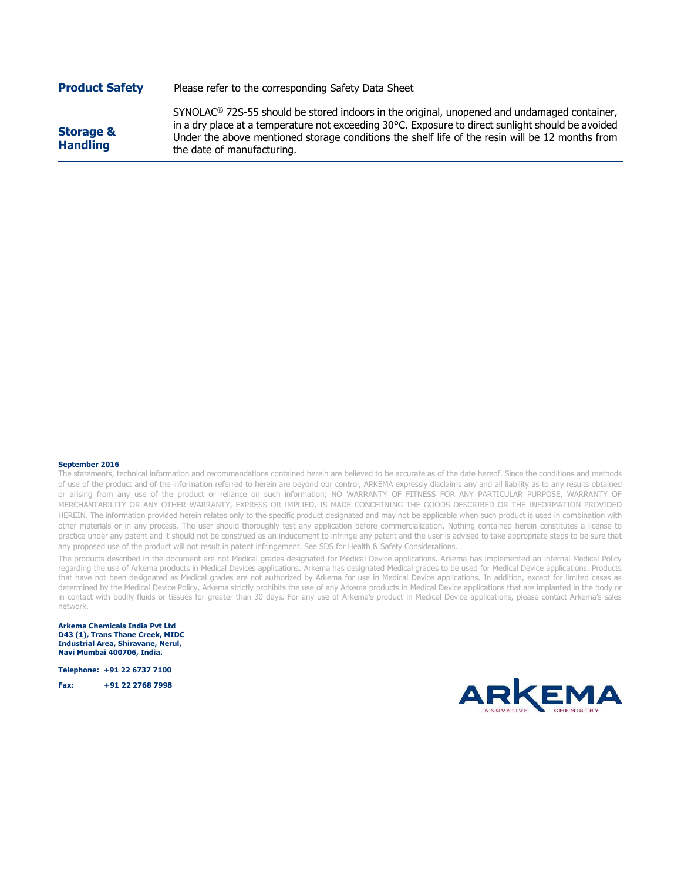| | |
|---|---|
| **Product Safety** | Please refer to the corresponding Safety Data Sheet |
| **Storage & Handling** | SYNOLAC® 72S-55 should be stored indoors in the original, unopened and undamaged container, in a dry place at a temperature not exceeding 30°C. Exposure to direct sunlight should be avoided Under the above mentioned storage conditions the shelf life of the resin will be 12 months from the date of manufacturing. |

**September 2016**

The statements, technical information and recommendations contained herein are believed to be accurate as of the date hereof. Since the conditions and methods of use of the product and of the information referred to herein are beyond our control, ARKEMA expressly disclaims any and all liability as to any results obtained or arising from any use of the product or reliance on such information; NO WARRANTY OF FITNESS FOR ANY PARTICULAR PURPOSE, WARRANTY OF MERCHANTABILITY OR ANY OTHER WARRANTY, EXPRESS OR IMPLIED, IS MADE CONCERNING THE GOODS DESCRIBED OR THE INFORMATION PROVIDED HEREIN. The information provided herein relates only to the specific product designated and may not be applicable when such product is used in combination with other materials or in any process. The user should thoroughly test any application before commercialization. Nothing contained herein constitutes a license to practice under any patent and it should not be construed as an inducement to infringe any patent and the user is advised to take appropriate steps to be sure that any proposed use of the product will not result in patent infringement. See SDS for Health & Safety Considerations.

The products described in the document are not Medical grades designated for Medical Device applications. Arkema has implemented an internal Medical Policy regarding the use of Arkema products in Medical Devices applications. Arkema has designated Medical grades to be used for Medical Device applications. Products that have not been designated as Medical grades are not authorized by Arkema for use in Medical Device applications. In addition, except for limited cases as determined by the Medical Device Policy, Arkema strictly prohibits the use of any Arkema products in Medical Device applications that are implanted in the body or in contact with bodily fluids or tissues for greater than 30 days. For any use of Arkema's product in Medical Device applications, please contact Arkema's sales network.

**Arkema Chemicals India Pvt Ltd**
**D43 (1), Trans Thane Creek, MIDC**
**Industrial Area, Shiravane, Nerul,**
**Navi Mumbai 400706, India.**

**Telephone: +91 22 6737 7100**

**Fax: +91 22 2768 7998**

ARKEMA
INNOVATIVE CHEMISTRY